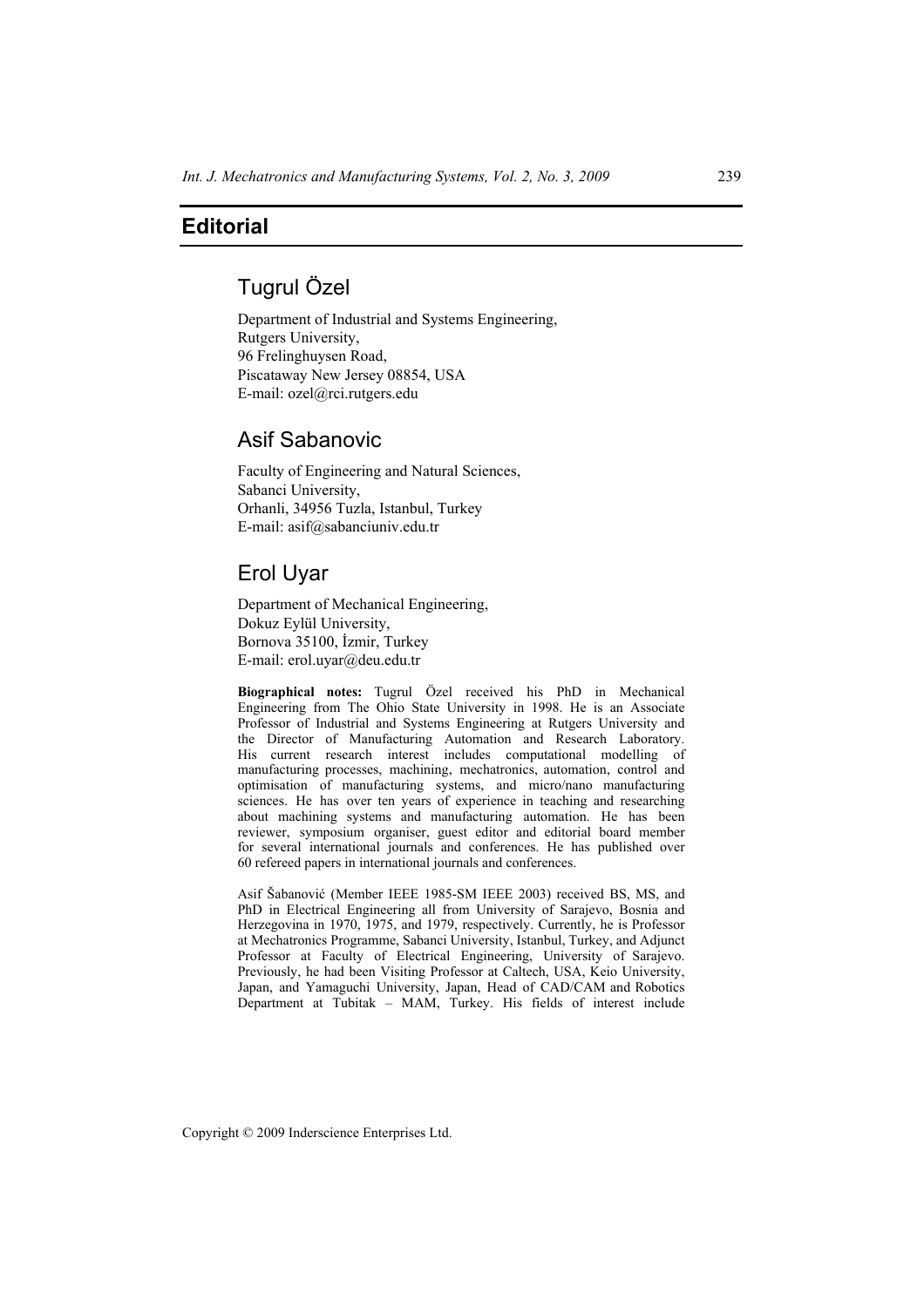# Editorial

## Tugrul Özel

Department of Industrial and Systems Engineering,
Rutgers University,
96 Frelinghuysen Road,
Piscataway New Jersey 08854, USA
E-mail: ozel@rci.rutgers.edu

## Asif Sabanovic

Faculty of Engineering and Natural Sciences,
Sabanci University,
Orhanli, 34956 Tuzla, Istanbul, Turkey
E-mail: asif@sabanciuniv.edu.tr

## Erol Uyar

Department of Mechanical Engineering,
Dokuz Eylül University,
Bornova 35100, İzmir, Turkey
E-mail: erol.uyar@deu.edu.tr

**Biographical notes:** Tugrul Özel received his PhD in Mechanical Engineering from The Ohio State University in 1998. He is an Associate Professor of Industrial and Systems Engineering at Rutgers University and the Director of Manufacturing Automation and Research Laboratory. His current research interest includes computational modelling of manufacturing processes, machining, mechatronics, automation, control and optimisation of manufacturing systems, and micro/nano manufacturing sciences. He has over ten years of experience in teaching and researching about machining systems and manufacturing automation. He has been reviewer, symposium organiser, guest editor and editorial board member for several international journals and conferences. He has published over 60 refereed papers in international journals and conferences.

Asif Šabanović (Member IEEE 1985-SM IEEE 2003) received BS, MS, and PhD in Electrical Engineering all from University of Sarajevo, Bosnia and Herzegovina in 1970, 1975, and 1979, respectively. Currently, he is Professor at Mechatronics Programme, Sabanci University, Istanbul, Turkey, and Adjunct Professor at Faculty of Electrical Engineering, University of Sarajevo. Previously, he had been Visiting Professor at Caltech, USA, Keio University, Japan, and Yamaguchi University, Japan, Head of CAD/CAM and Robotics Department at Tubitak – MAM, Turkey. His fields of interest include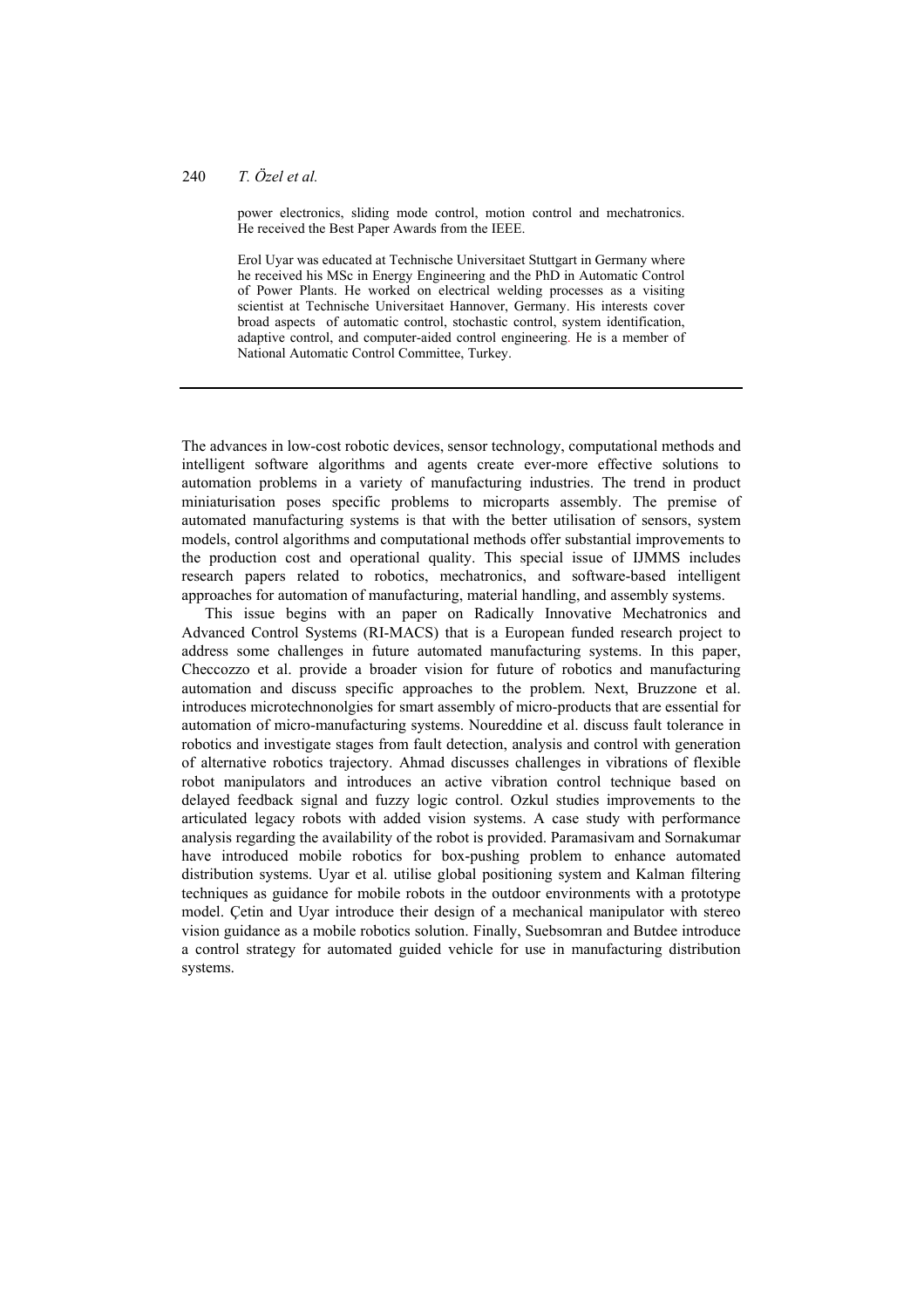power electronics, sliding mode control, motion control and mechatronics. He received the Best Paper Awards from the IEEE.

Erol Uyar was educated at Technische Universitaet Stuttgart in Germany where he received his MSc in Energy Engineering and the PhD in Automatic Control of Power Plants. He worked on electrical welding processes as a visiting scientist at Technische Universitaet Hannover, Germany. His interests cover broad aspects of automatic control, stochastic control, system identification, adaptive control, and computer-aided control engineering. He is a member of National Automatic Control Committee, Turkey.

---

The advances in low-cost robotic devices, sensor technology, computational methods and intelligent software algorithms and agents create ever-more effective solutions to automation problems in a variety of manufacturing industries. The trend in product miniaturisation poses specific problems to microparts assembly. The premise of automated manufacturing systems is that with the better utilisation of sensors, system models, control algorithms and computational methods offer substantial improvements to the production cost and operational quality. This special issue of IJMMS includes research papers related to robotics, mechatronics, and software-based intelligent approaches for automation of manufacturing, material handling, and assembly systems.

This issue begins with an paper on Radically Innovative Mechatronics and Advanced Control Systems (RI-MACS) that is a European funded research project to address some challenges in future automated manufacturing systems. In this paper, Checcozzo et al. provide a broader vision for future of robotics and manufacturing automation and discuss specific approaches to the problem. Next, Bruzzone et al. introduces microtechnonolgies for smart assembly of micro-products that are essential for automation of micro-manufacturing systems. Noureddine et al. discuss fault tolerance in robotics and investigate stages from fault detection, analysis and control with generation of alternative robotics trajectory. Ahmad discusses challenges in vibrations of flexible robot manipulators and introduces an active vibration control technique based on delayed feedback signal and fuzzy logic control. Ozkul studies improvements to the articulated legacy robots with added vision systems. A case study with performance analysis regarding the availability of the robot is provided. Paramasivam and Sornakumar have introduced mobile robotics for box-pushing problem to enhance automated distribution systems. Uyar et al. utilise global positioning system and Kalman filtering techniques as guidance for mobile robots in the outdoor environments with a prototype model. Çetin and Uyar introduce their design of a mechanical manipulator with stereo vision guidance as a mobile robotics solution. Finally, Suebsomran and Butdee introduce a control strategy for automated guided vehicle for use in manufacturing distribution systems.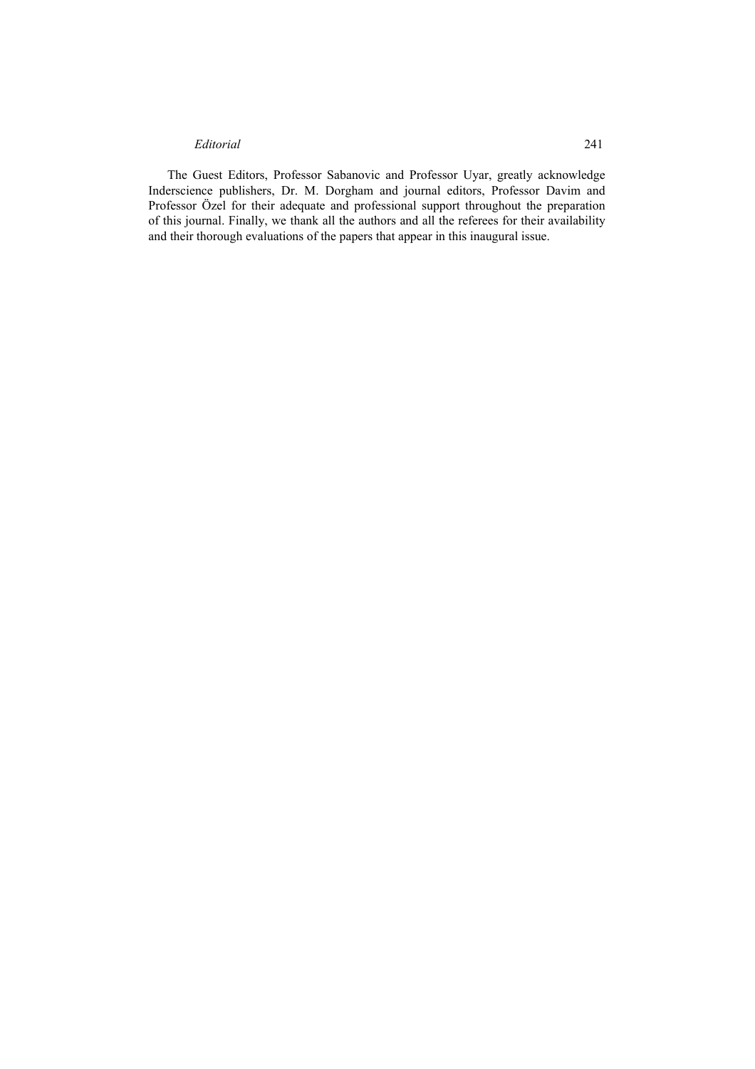The Guest Editors, Professor Sabanovic and Professor Uyar, greatly acknowledge Inderscience publishers, Dr. M. Dorgham and journal editors, Professor Davim and Professor Özel for their adequate and professional support throughout the preparation of this journal. Finally, we thank all the authors and all the referees for their availability and their thorough evaluations of the papers that appear in this inaugural issue.